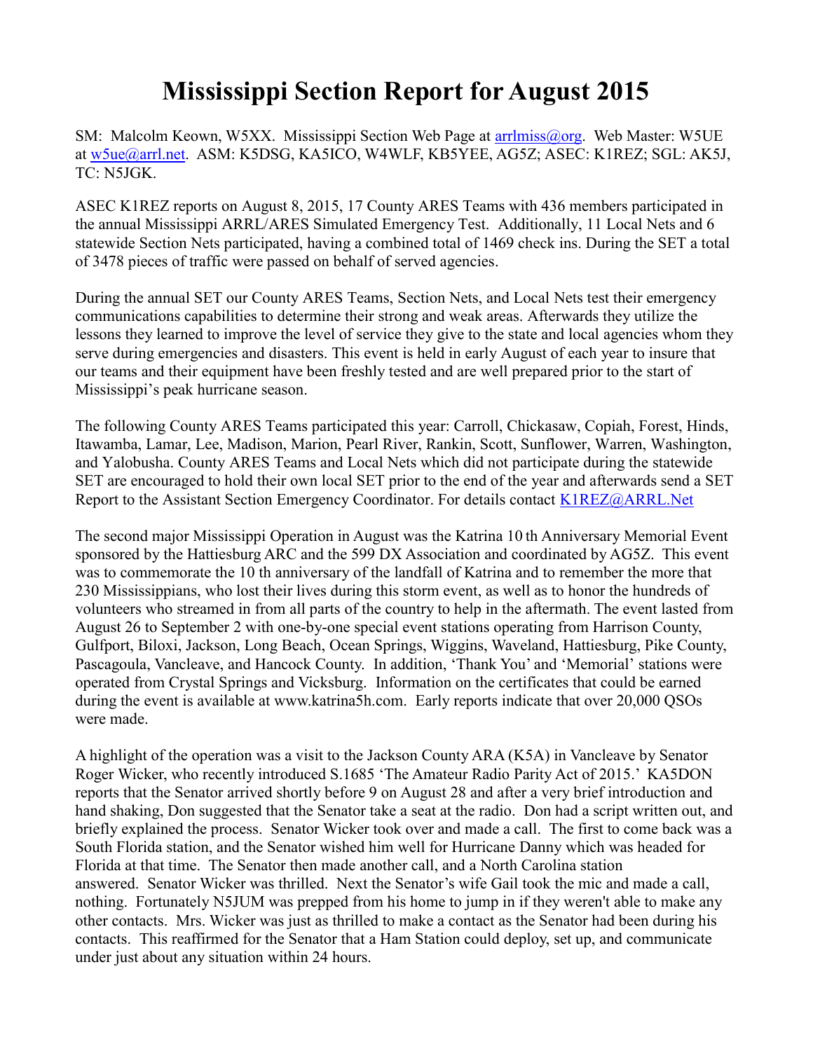# Mississippi Section Report for August 2015

SM: Malcolm Keown, W5XX. Mississippi Section Web Page at arrlmiss@org. Web Master: W5UE at w5ue@arrl.net. ASM: K5DSG, KA5ICO, W4WLF, KB5YEE, AG5Z; ASEC: K1REZ; SGL: AK5J, TC: N5JGK.

ASEC K1REZ reports on August 8, 2015, 17 County ARES Teams with 436 members participated in the annual Mississippi ARRL/ARES Simulated Emergency Test. Additionally, 11 Local Nets and 6 statewide Section Nets participated, having a combined total of 1469 check ins. During the SET a total of 3478 pieces of traffic were passed on behalf of served agencies.

During the annual SET our County ARES Teams, Section Nets, and Local Nets test their emergency communications capabilities to determine their strong and weak areas. Afterwards they utilize the lessons they learned to improve the level of service they give to the state and local agencies whom they serve during emergencies and disasters. This event is held in early August of each year to insure that our teams and their equipment have been freshly tested and are well prepared prior to the start of Mississippi's peak hurricane season.

The following County ARES Teams participated this year: Carroll, Chickasaw, Copiah, Forest, Hinds, Itawamba, Lamar, Lee, Madison, Marion, Pearl River, Rankin, Scott, Sunflower, Warren, Washington, and Yalobusha. County ARES Teams and Local Nets which did not participate during the statewide SET are encouraged to hold their own local SET prior to the end of the year and afterwards send a SET Report to the Assistant Section Emergency Coordinator. For details contact K1REZ@ARRL.Net

The second major Mississippi Operation in August was the Katrina 10 th Anniversary Memorial Event sponsored by the Hattiesburg ARC and the 599 DX Association and coordinated by AG5Z. This event was to commemorate the 10 th anniversary of the landfall of Katrina and to remember the more that 230 Mississippians, who lost their lives during this storm event, as well as to honor the hundreds of volunteers who streamed in from all parts of the country to help in the aftermath. The event lasted from August 26 to September 2 with one-by-one special event stations operating from Harrison County, Gulfport, Biloxi, Jackson, Long Beach, Ocean Springs, Wiggins, Waveland, Hattiesburg, Pike County, Pascagoula, Vancleave, and Hancock County. In addition, 'Thank You' and 'Memorial' stations were operated from Crystal Springs and Vicksburg. Information on the certificates that could be earned during the event is available at www.katrina5h.com. Early reports indicate that over 20,000 QSOs were made.

A highlight of the operation was a visit to the Jackson County ARA (K5A) in Vancleave by Senator Roger Wicker, who recently introduced S.1685 'The Amateur Radio Parity Act of 2015.' KA5DON reports that the Senator arrived shortly before 9 on August 28 and after a very brief introduction and hand shaking, Don suggested that the Senator take a seat at the radio. Don had a script written out, and briefly explained the process. Senator Wicker took over and made a call. The first to come back was a South Florida station, and the Senator wished him well for Hurricane Danny which was headed for Florida at that time. The Senator then made another call, and a North Carolina station answered. Senator Wicker was thrilled. Next the Senator's wife Gail took the mic and made a call, nothing. Fortunately N5JUM was prepped from his home to jump in if they weren't able to make any other contacts. Mrs. Wicker was just as thrilled to make a contact as the Senator had been during his contacts. This reaffirmed for the Senator that a Ham Station could deploy, set up, and communicate under just about any situation within 24 hours.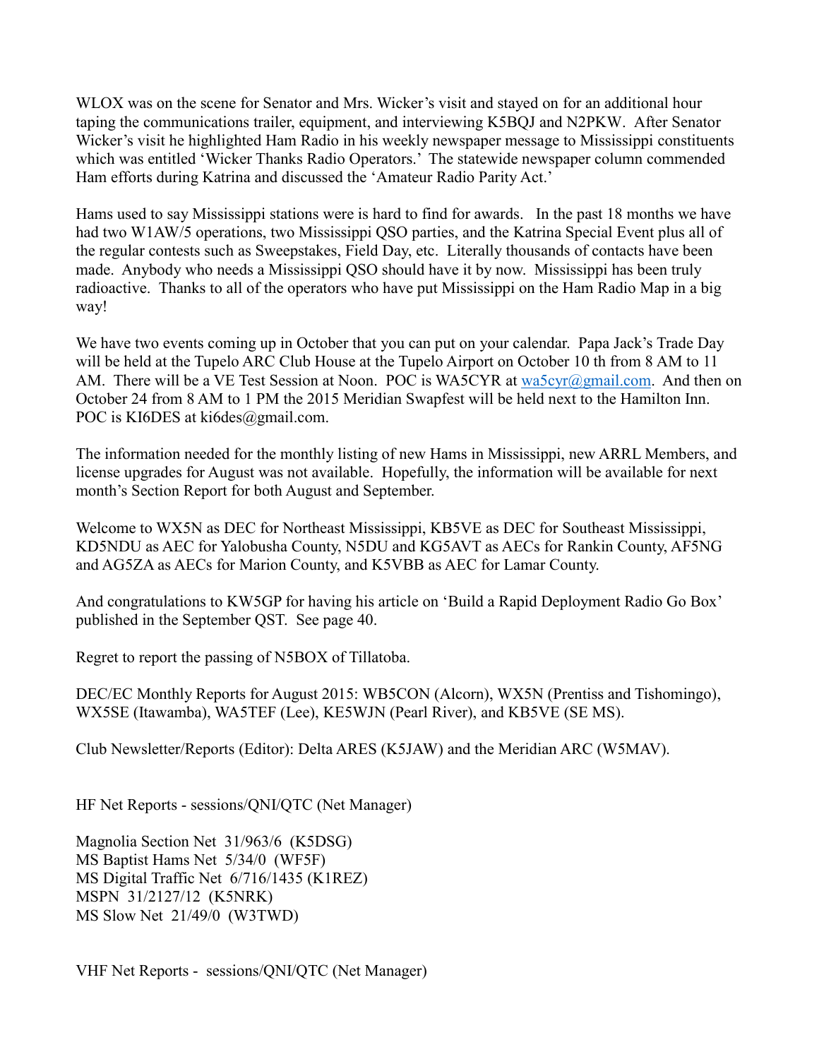WLOX was on the scene for Senator and Mrs. Wicker's visit and stayed on for an additional hour taping the communications trailer, equipment, and interviewing K5BQJ and N2PKW. After Senator Wicker's visit he highlighted Ham Radio in his weekly newspaper message to Mississippi constituents which was entitled 'Wicker Thanks Radio Operators.' The statewide newspaper column commended Ham efforts during Katrina and discussed the 'Amateur Radio Parity Act.'

Hams used to say Mississippi stations were is hard to find for awards. In the past 18 months we have had two W1AW/5 operations, two Mississippi QSO parties, and the Katrina Special Event plus all of the regular contests such as Sweepstakes, Field Day, etc. Literally thousands of contacts have been made. Anybody who needs a Mississippi QSO should have it by now. Mississippi has been truly radioactive. Thanks to all of the operators who have put Mississippi on the Ham Radio Map in a big way!

We have two events coming up in October that you can put on your calendar. Papa Jack's Trade Day will be held at the Tupelo ARC Club House at the Tupelo Airport on October 10 th from 8 AM to 11 AM. There will be a VE Test Session at Noon. POC is WA5CYR at wa5cyr@gmail.com. And then on October 24 from 8 AM to 1 PM the 2015 Meridian Swapfest will be held next to the Hamilton Inn. POC is KI6DES at ki6des@gmail.com.

The information needed for the monthly listing of new Hams in Mississippi, new ARRL Members, and license upgrades for August was not available. Hopefully, the information will be available for next month's Section Report for both August and September.

Welcome to WX5N as DEC for Northeast Mississippi, KB5VE as DEC for Southeast Mississippi, KD5NDU as AEC for Yalobusha County, N5DU and KG5AVT as AECs for Rankin County, AF5NG and AG5ZA as AECs for Marion County, and K5VBB as AEC for Lamar County.

And congratulations to KW5GP for having his article on 'Build a Rapid Deployment Radio Go Box' published in the September QST. See page 40.

Regret to report the passing of N5BOX of Tillatoba.

DEC/EC Monthly Reports for August 2015: WB5CON (Alcorn), WX5N (Prentiss and Tishomingo), WX5SE (Itawamba), WA5TEF (Lee), KE5WJN (Pearl River), and KB5VE (SE MS).

Club Newsletter/Reports (Editor): Delta ARES (K5JAW) and the Meridian ARC (W5MAV).

HF Net Reports - sessions/QNI/QTC (Net Manager)

Magnolia Section Net 31/963/6 (K5DSG)
MS Baptist Hams Net 5/34/0 (WF5F)
MS Digital Traffic Net 6/716/1435 (K1REZ)
MSPN 31/2127/12 (K5NRK)
MS Slow Net 21/49/0 (W3TWD)

VHF Net Reports - sessions/QNI/QTC (Net Manager)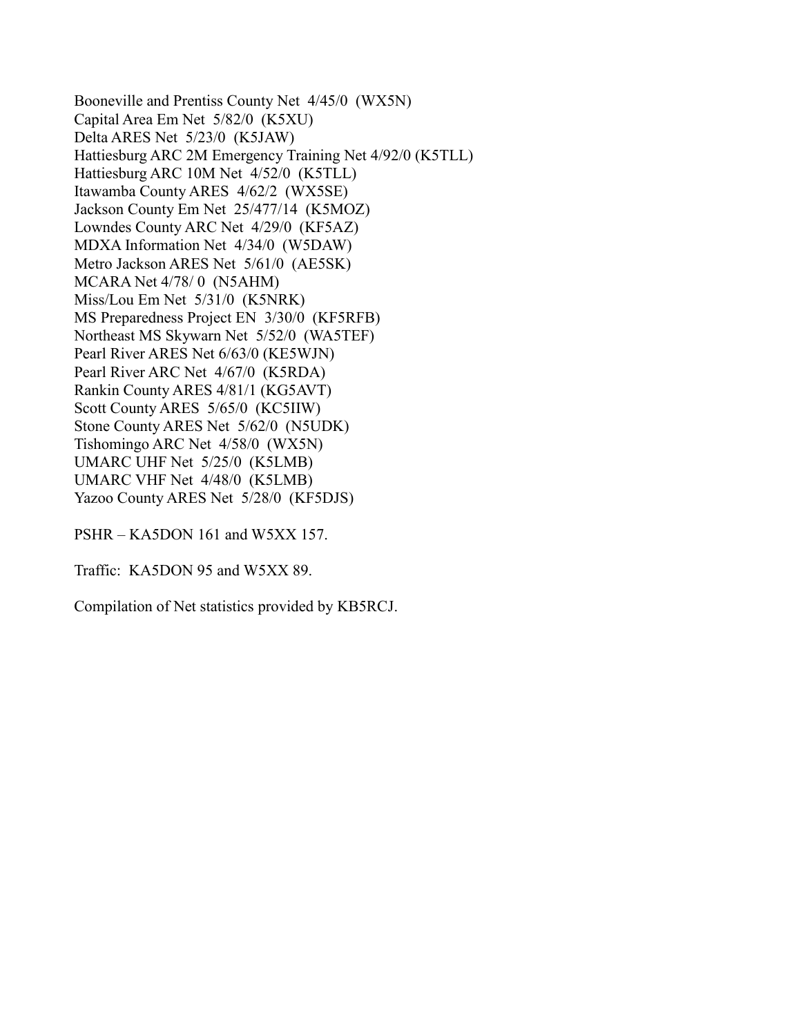Booneville and Prentiss County Net  4/45/0  (WX5N)
Capital Area Em Net  5/82/0  (K5XU)
Delta ARES Net  5/23/0  (K5JAW)
Hattiesburg ARC 2M Emergency Training Net 4/92/0 (K5TLL)
Hattiesburg ARC 10M Net  4/52/0  (K5TLL)
Itawamba County ARES  4/62/2  (WX5SE)
Jackson County Em Net  25/477/14  (K5MOZ)
Lowndes County ARC Net  4/29/0  (KF5AZ)
MDXA Information Net  4/34/0  (W5DAW)
Metro Jackson ARES Net  5/61/0  (AE5SK)
MCARA Net 4/78/ 0  (N5AHM)
Miss/Lou Em Net  5/31/0  (K5NRK)
MS Preparedness Project EN  3/30/0  (KF5RFB)
Northeast MS Skywarn Net  5/52/0  (WA5TEF)
Pearl River ARES Net 6/63/0 (KE5WJN)
Pearl River ARC Net  4/67/0  (K5RDA)
Rankin County ARES 4/81/1 (KG5AVT)
Scott County ARES  5/65/0  (KC5IIW)
Stone County ARES Net  5/62/0  (N5UDK)
Tishomingo ARC Net  4/58/0  (WX5N)
UMARC UHF Net  5/25/0  (K5LMB)
UMARC VHF Net  4/48/0  (K5LMB)
Yazoo County ARES Net  5/28/0  (KF5DJS)

PSHR – KA5DON 161 and W5XX 157.

Traffic:  KA5DON 95 and W5XX 89.

Compilation of Net statistics provided by KB5RCJ.